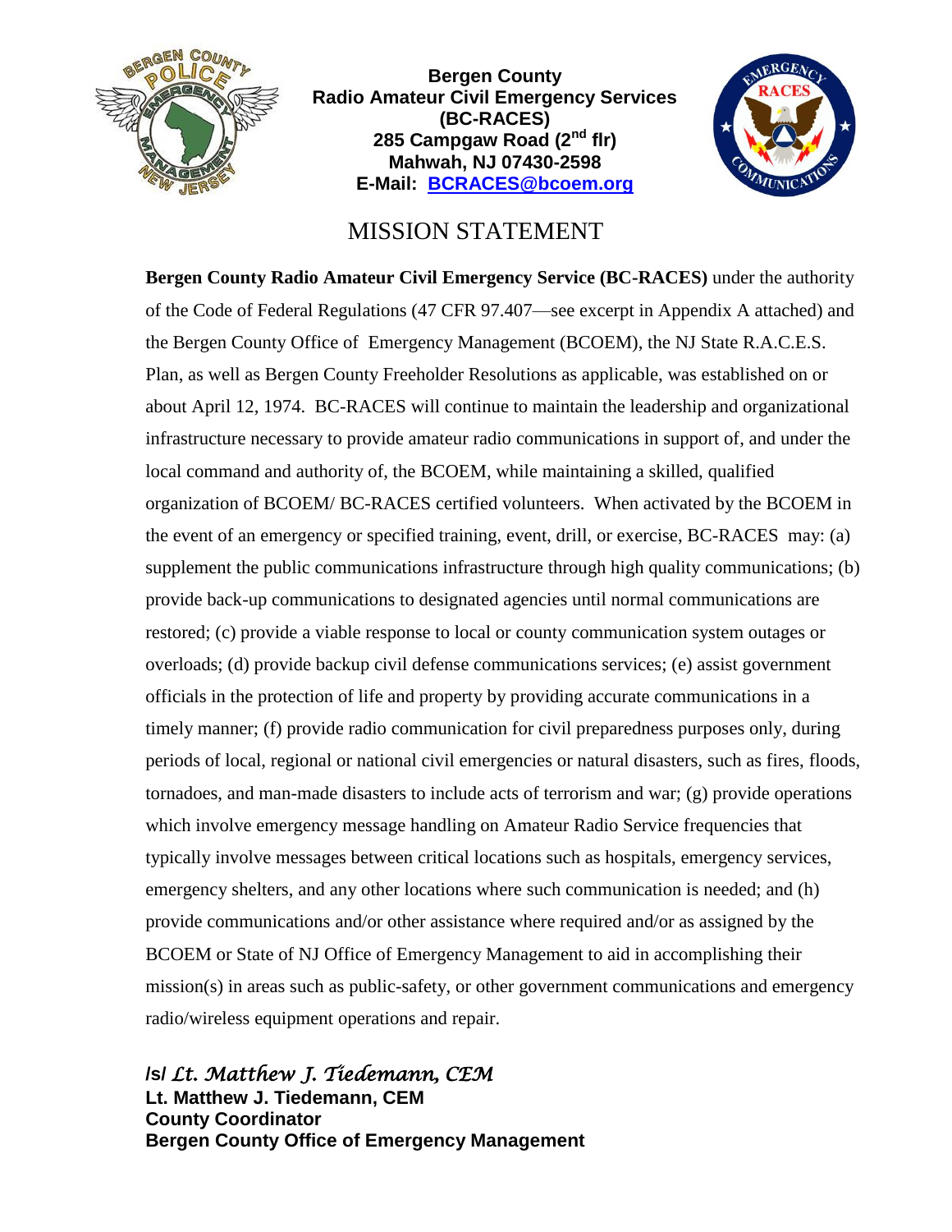**Bergen County**
**Radio Amateur Civil Emergency Services**
**(BC-RACES)**
**285 Campgaw Road (2nd flr)**
**Mahwah, NJ 07430-2598**
**E-Mail: BCRACES@bcoem.org**

# MISSION STATEMENT

**Bergen County Radio Amateur Civil Emergency Service (BC-RACES)** under the authority of the Code of Federal Regulations (47 CFR 97.407—see excerpt in Appendix A attached) and the Bergen County Office of Emergency Management (BCOEM), the NJ State R.A.C.E.S. Plan, as well as Bergen County Freeholder Resolutions as applicable, was established on or about April 12, 1974. BC-RACES will continue to maintain the leadership and organizational infrastructure necessary to provide amateur radio communications in support of, and under the local command and authority of, the BCOEM, while maintaining a skilled, qualified organization of BCOEM/ BC-RACES certified volunteers. When activated by the BCOEM in the event of an emergency or specified training, event, drill, or exercise, BC-RACES may: (a) supplement the public communications infrastructure through high quality communications; (b) provide back-up communications to designated agencies until normal communications are restored; (c) provide a viable response to local or county communication system outages or overloads; (d) provide backup civil defense communications services; (e) assist government officials in the protection of life and property by providing accurate communications in a timely manner; (f) provide radio communication for civil preparedness purposes only, during periods of local, regional or national civil emergencies or natural disasters, such as fires, floods, tornadoes, and man-made disasters to include acts of terrorism and war; (g) provide operations which involve emergency message handling on Amateur Radio Service frequencies that typically involve messages between critical locations such as hospitals, emergency services, emergency shelters, and any other locations where such communication is needed; and (h) provide communications and/or other assistance where required and/or as assigned by the BCOEM or State of NJ Office of Emergency Management to aid in accomplishing their mission(s) in areas such as public-safety, or other government communications and emergency radio/wireless equipment operations and repair.

/s/ *Lt. Matthew J. Tiedemann, CEM*
**Lt. Matthew J. Tiedemann, CEM**
**County Coordinator**
**Bergen County Office of Emergency Management**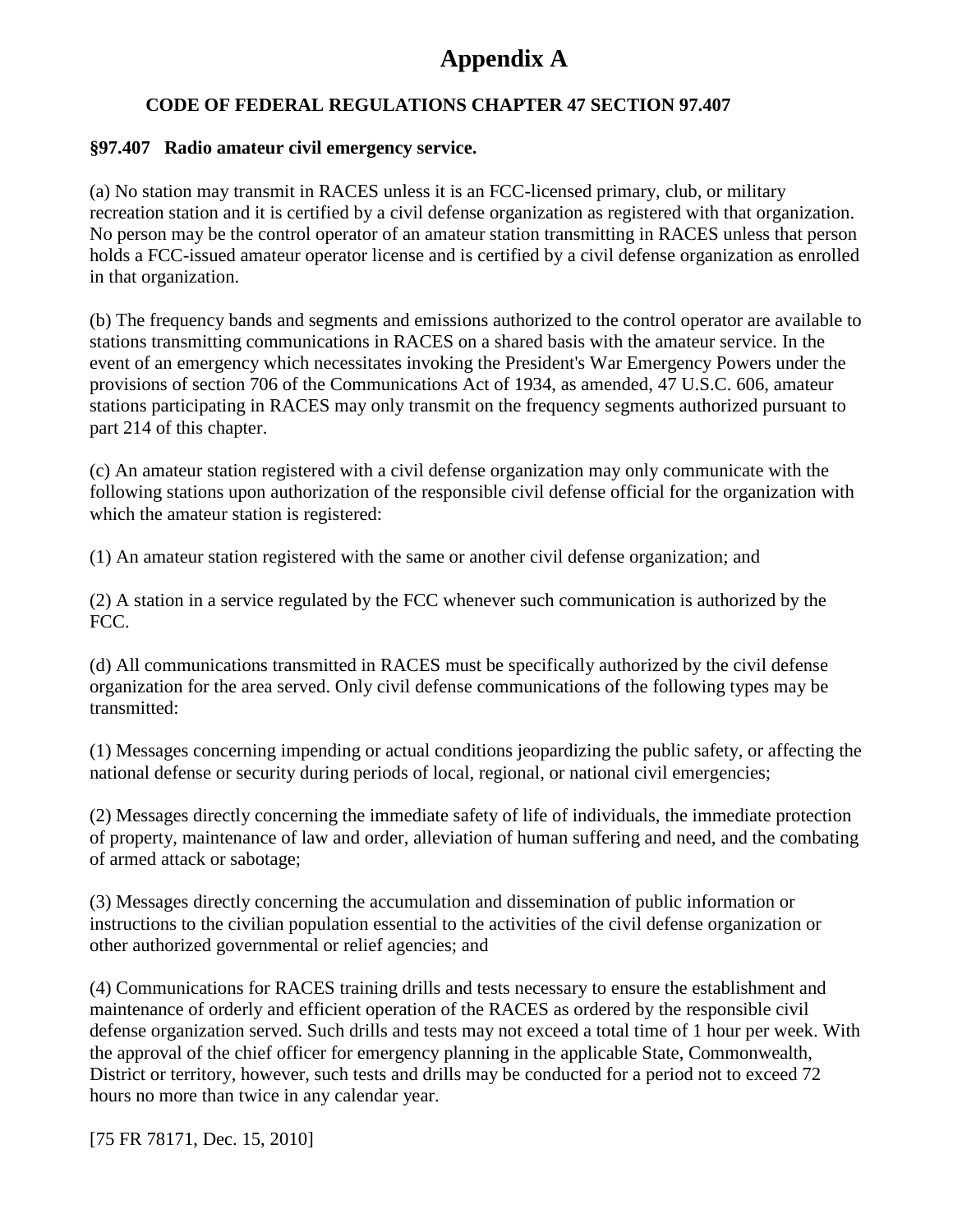# Appendix A

**CODE OF FEDERAL REGULATIONS CHAPTER 47 SECTION 97.407**

**§97.407 Radio amateur civil emergency service.**

(a) No station may transmit in RACES unless it is an FCC-licensed primary, club, or military recreation station and it is certified by a civil defense organization as registered with that organization. No person may be the control operator of an amateur station transmitting in RACES unless that person holds a FCC-issued amateur operator license and is certified by a civil defense organization as enrolled in that organization.

(b) The frequency bands and segments and emissions authorized to the control operator are available to stations transmitting communications in RACES on a shared basis with the amateur service. In the event of an emergency which necessitates invoking the President's War Emergency Powers under the provisions of section 706 of the Communications Act of 1934, as amended, 47 U.S.C. 606, amateur stations participating in RACES may only transmit on the frequency segments authorized pursuant to part 214 of this chapter.

(c) An amateur station registered with a civil defense organization may only communicate with the following stations upon authorization of the responsible civil defense official for the organization with which the amateur station is registered:

(1) An amateur station registered with the same or another civil defense organization; and

(2) A station in a service regulated by the FCC whenever such communication is authorized by the FCC.

(d) All communications transmitted in RACES must be specifically authorized by the civil defense organization for the area served. Only civil defense communications of the following types may be transmitted:

(1) Messages concerning impending or actual conditions jeopardizing the public safety, or affecting the national defense or security during periods of local, regional, or national civil emergencies;

(2) Messages directly concerning the immediate safety of life of individuals, the immediate protection of property, maintenance of law and order, alleviation of human suffering and need, and the combating of armed attack or sabotage;

(3) Messages directly concerning the accumulation and dissemination of public information or instructions to the civilian population essential to the activities of the civil defense organization or other authorized governmental or relief agencies; and

(4) Communications for RACES training drills and tests necessary to ensure the establishment and maintenance of orderly and efficient operation of the RACES as ordered by the responsible civil defense organization served. Such drills and tests may not exceed a total time of 1 hour per week. With the approval of the chief officer for emergency planning in the applicable State, Commonwealth, District or territory, however, such tests and drills may be conducted for a period not to exceed 72 hours no more than twice in any calendar year.

[75 FR 78171, Dec. 15, 2010]